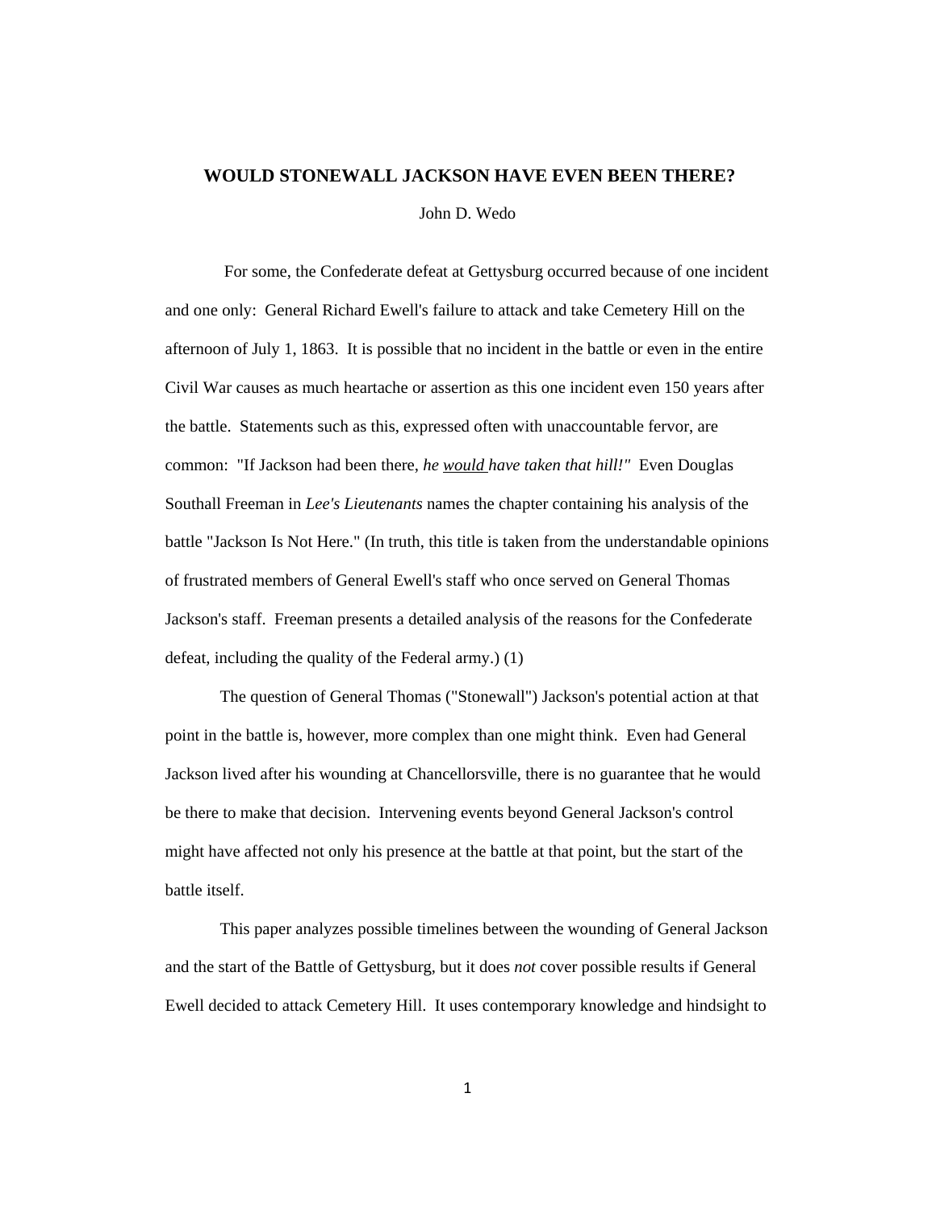## WOULD STONEWALL JACKSON HAVE EVEN BEEN THERE?

John D. Wedo

For some, the Confederate defeat at Gettysburg occurred because of one incident and one only: General Richard Ewell's failure to attack and take Cemetery Hill on the afternoon of July 1, 1863. It is possible that no incident in the battle or even in the entire Civil War causes as much heartache or assertion as this one incident even 150 years after the battle. Statements such as this, expressed often with unaccountable fervor, are common: "If Jackson had been there, *he would have taken that hill!"* Even Douglas Southall Freeman in *Lee's Lieutenants* names the chapter containing his analysis of the battle "Jackson Is Not Here." (In truth, this title is taken from the understandable opinions of frustrated members of General Ewell's staff who once served on General Thomas Jackson's staff. Freeman presents a detailed analysis of the reasons for the Confederate defeat, including the quality of the Federal army.) (1)

The question of General Thomas ("Stonewall") Jackson's potential action at that point in the battle is, however, more complex than one might think. Even had General Jackson lived after his wounding at Chancellorsville, there is no guarantee that he would be there to make that decision. Intervening events beyond General Jackson's control might have affected not only his presence at the battle at that point, but the start of the battle itself.

This paper analyzes possible timelines between the wounding of General Jackson and the start of the Battle of Gettysburg, but it does *not* cover possible results if General Ewell decided to attack Cemetery Hill. It uses contemporary knowledge and hindsight to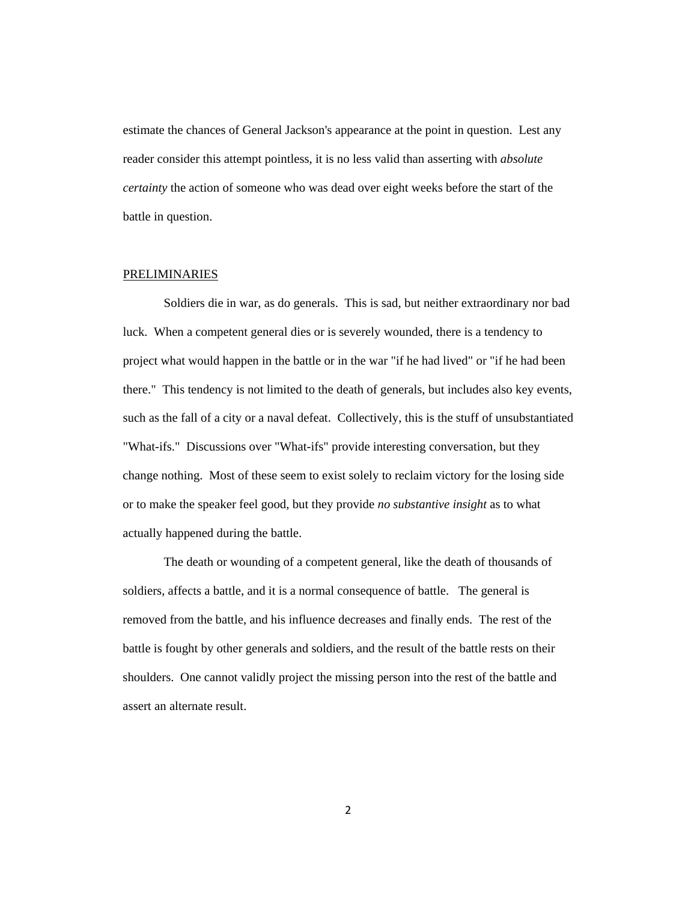estimate the chances of General Jackson's appearance at the point in question. Lest any reader consider this attempt pointless, it is no less valid than asserting with *absolute certainty* the action of someone who was dead over eight weeks before the start of the battle in question.

## PRELIMINARIES

Soldiers die in war, as do generals. This is sad, but neither extraordinary nor bad luck. When a competent general dies or is severely wounded, there is a tendency to project what would happen in the battle or in the war "if he had lived" or "if he had been there." This tendency is not limited to the death of generals, but includes also key events, such as the fall of a city or a naval defeat. Collectively, this is the stuff of unsubstantiated "What-ifs." Discussions over "What-ifs" provide interesting conversation, but they change nothing. Most of these seem to exist solely to reclaim victory for the losing side or to make the speaker feel good, but they provide *no substantive insight* as to what actually happened during the battle.

The death or wounding of a competent general, like the death of thousands of soldiers, affects a battle, and it is a normal consequence of battle. The general is removed from the battle, and his influence decreases and finally ends. The rest of the battle is fought by other generals and soldiers, and the result of the battle rests on their shoulders. One cannot validly project the missing person into the rest of the battle and assert an alternate result.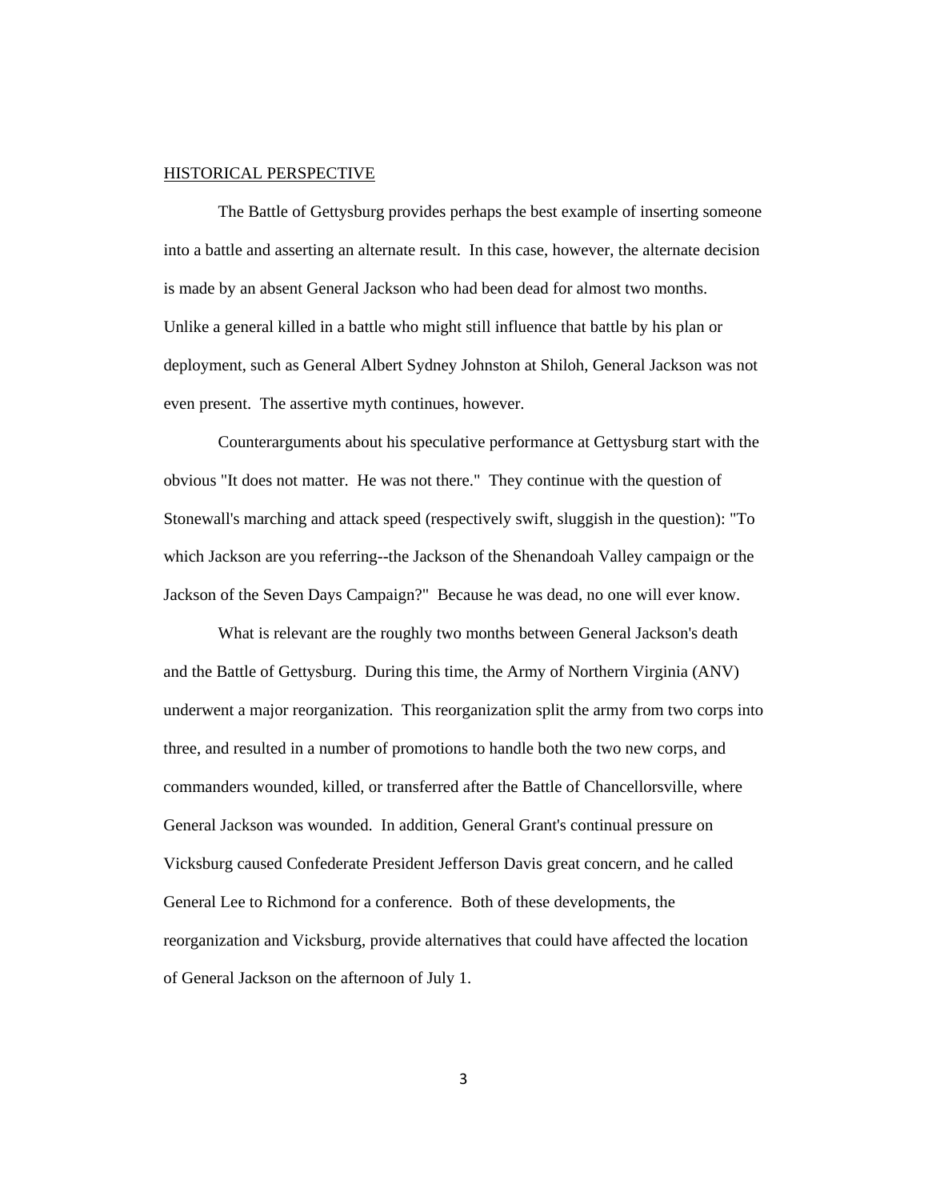## HISTORICAL PERSPECTIVE

The Battle of Gettysburg provides perhaps the best example of inserting someone into a battle and asserting an alternate result. In this case, however, the alternate decision is made by an absent General Jackson who had been dead for almost two months. Unlike a general killed in a battle who might still influence that battle by his plan or deployment, such as General Albert Sydney Johnston at Shiloh, General Jackson was not even present. The assertive myth continues, however.

Counterarguments about his speculative performance at Gettysburg start with the obvious "It does not matter. He was not there." They continue with the question of Stonewall's marching and attack speed (respectively swift, sluggish in the question): "To which Jackson are you referring--the Jackson of the Shenandoah Valley campaign or the Jackson of the Seven Days Campaign?" Because he was dead, no one will ever know.

What is relevant are the roughly two months between General Jackson's death and the Battle of Gettysburg. During this time, the Army of Northern Virginia (ANV) underwent a major reorganization. This reorganization split the army from two corps into three, and resulted in a number of promotions to handle both the two new corps, and commanders wounded, killed, or transferred after the Battle of Chancellorsville, where General Jackson was wounded. In addition, General Grant's continual pressure on Vicksburg caused Confederate President Jefferson Davis great concern, and he called General Lee to Richmond for a conference. Both of these developments, the reorganization and Vicksburg, provide alternatives that could have affected the location of General Jackson on the afternoon of July 1.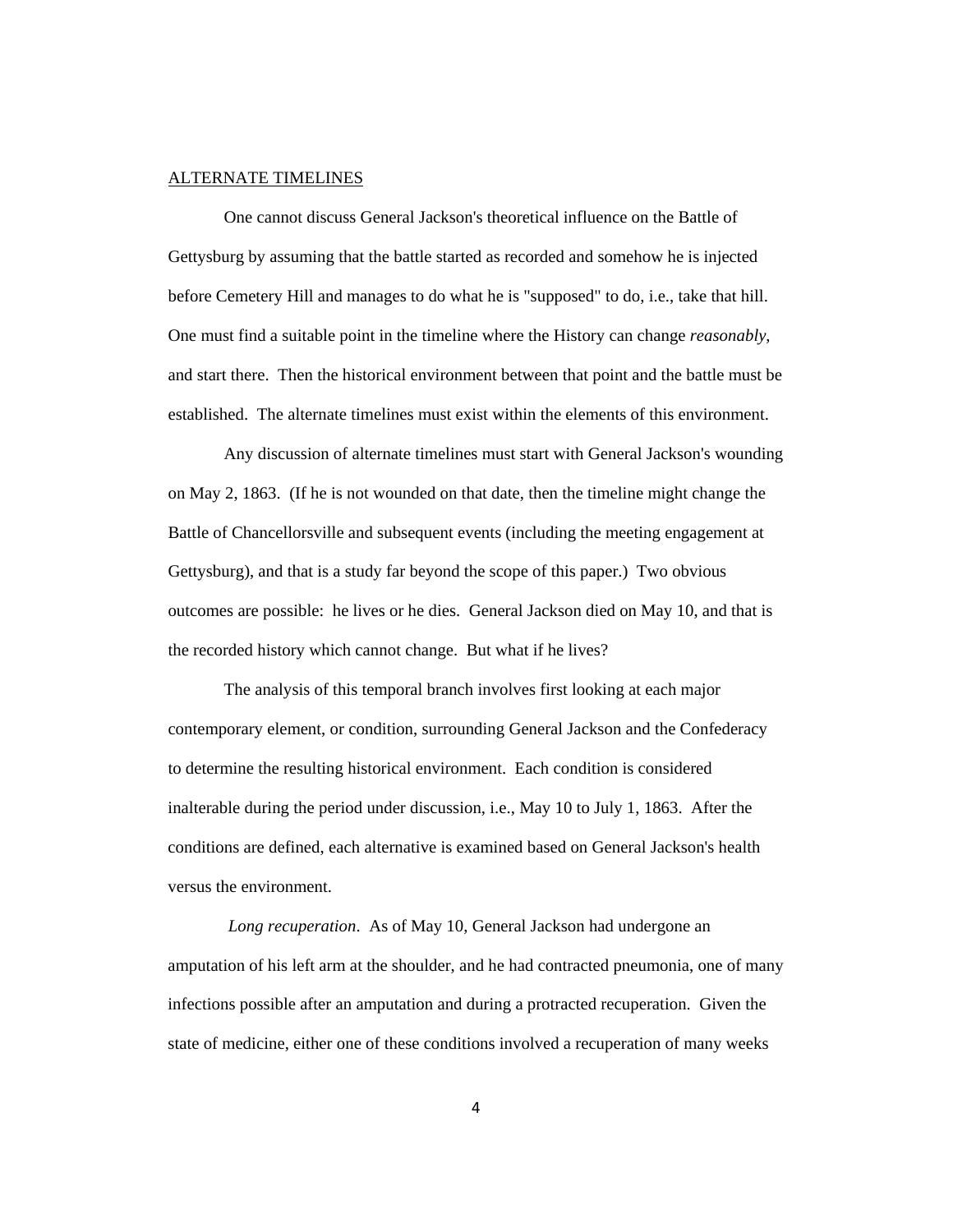ALTERNATE TIMELINES

One cannot discuss General Jackson's theoretical influence on the Battle of Gettysburg by assuming that the battle started as recorded and somehow he is injected before Cemetery Hill and manages to do what he is "supposed" to do, i.e., take that hill. One must find a suitable point in the timeline where the History can change *reasonably*, and start there. Then the historical environment between that point and the battle must be established. The alternate timelines must exist within the elements of this environment.

Any discussion of alternate timelines must start with General Jackson's wounding on May 2, 1863. (If he is not wounded on that date, then the timeline might change the Battle of Chancellorsville and subsequent events (including the meeting engagement at Gettysburg), and that is a study far beyond the scope of this paper.) Two obvious outcomes are possible: he lives or he dies. General Jackson died on May 10, and that is the recorded history which cannot change. But what if he lives?

The analysis of this temporal branch involves first looking at each major contemporary element, or condition, surrounding General Jackson and the Confederacy to determine the resulting historical environment. Each condition is considered inalterable during the period under discussion, i.e., May 10 to July 1, 1863. After the conditions are defined, each alternative is examined based on General Jackson's health versus the environment.

*Long recuperation*. As of May 10, General Jackson had undergone an amputation of his left arm at the shoulder, and he had contracted pneumonia, one of many infections possible after an amputation and during a protracted recuperation. Given the state of medicine, either one of these conditions involved a recuperation of many weeks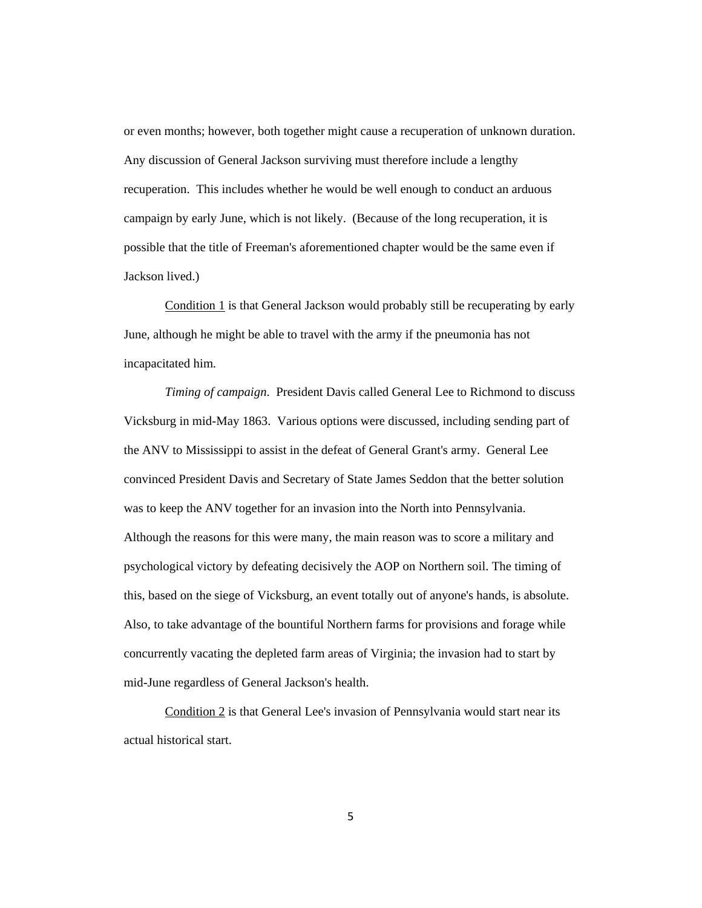or even months; however, both together might cause a recuperation of unknown duration. Any discussion of General Jackson surviving must therefore include a lengthy recuperation. This includes whether he would be well enough to conduct an arduous campaign by early June, which is not likely. (Because of the long recuperation, it is possible that the title of Freeman's aforementioned chapter would be the same even if Jackson lived.)

<u>Condition 1</u> is that General Jackson would probably still be recuperating by early June, although he might be able to travel with the army if the pneumonia has not incapacitated him.

*Timing of campaign*. President Davis called General Lee to Richmond to discuss Vicksburg in mid-May 1863. Various options were discussed, including sending part of the ANV to Mississippi to assist in the defeat of General Grant's army. General Lee convinced President Davis and Secretary of State James Seddon that the better solution was to keep the ANV together for an invasion into the North into Pennsylvania. Although the reasons for this were many, the main reason was to score a military and psychological victory by defeating decisively the AOP on Northern soil. The timing of this, based on the siege of Vicksburg, an event totally out of anyone's hands, is absolute. Also, to take advantage of the bountiful Northern farms for provisions and forage while concurrently vacating the depleted farm areas of Virginia; the invasion had to start by mid-June regardless of General Jackson's health.

<u>Condition 2</u> is that General Lee's invasion of Pennsylvania would start near its actual historical start.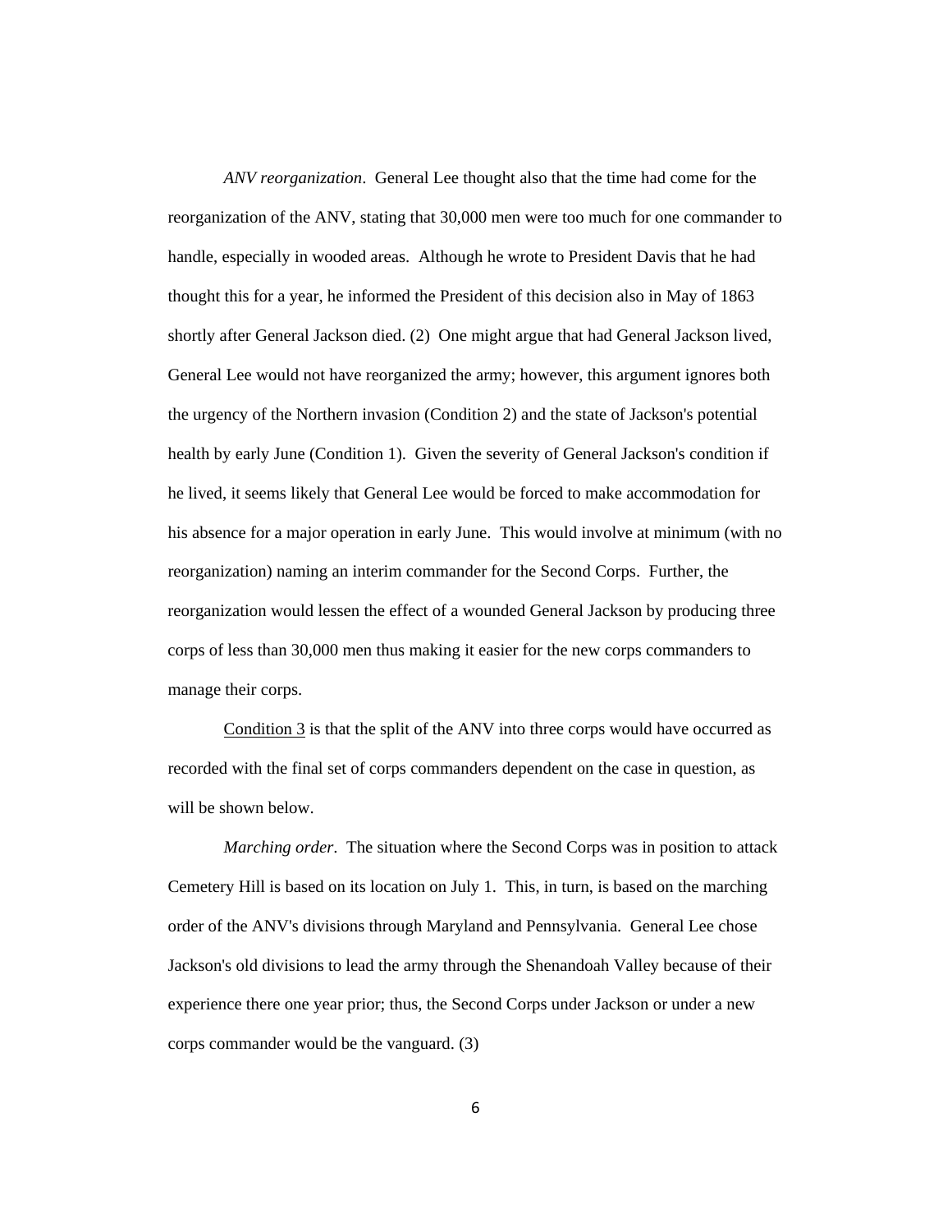*ANV reorganization*. General Lee thought also that the time had come for the reorganization of the ANV, stating that 30,000 men were too much for one commander to handle, especially in wooded areas. Although he wrote to President Davis that he had thought this for a year, he informed the President of this decision also in May of 1863 shortly after General Jackson died. (2) One might argue that had General Jackson lived, General Lee would not have reorganized the army; however, this argument ignores both the urgency of the Northern invasion (Condition 2) and the state of Jackson's potential health by early June (Condition 1). Given the severity of General Jackson's condition if he lived, it seems likely that General Lee would be forced to make accommodation for his absence for a major operation in early June. This would involve at minimum (with no reorganization) naming an interim commander for the Second Corps. Further, the reorganization would lessen the effect of a wounded General Jackson by producing three corps of less than 30,000 men thus making it easier for the new corps commanders to manage their corps.

<u>Condition 3</u> is that the split of the ANV into three corps would have occurred as recorded with the final set of corps commanders dependent on the case in question, as will be shown below.

*Marching order*. The situation where the Second Corps was in position to attack Cemetery Hill is based on its location on July 1. This, in turn, is based on the marching order of the ANV's divisions through Maryland and Pennsylvania. General Lee chose Jackson's old divisions to lead the army through the Shenandoah Valley because of their experience there one year prior; thus, the Second Corps under Jackson or under a new corps commander would be the vanguard. (3)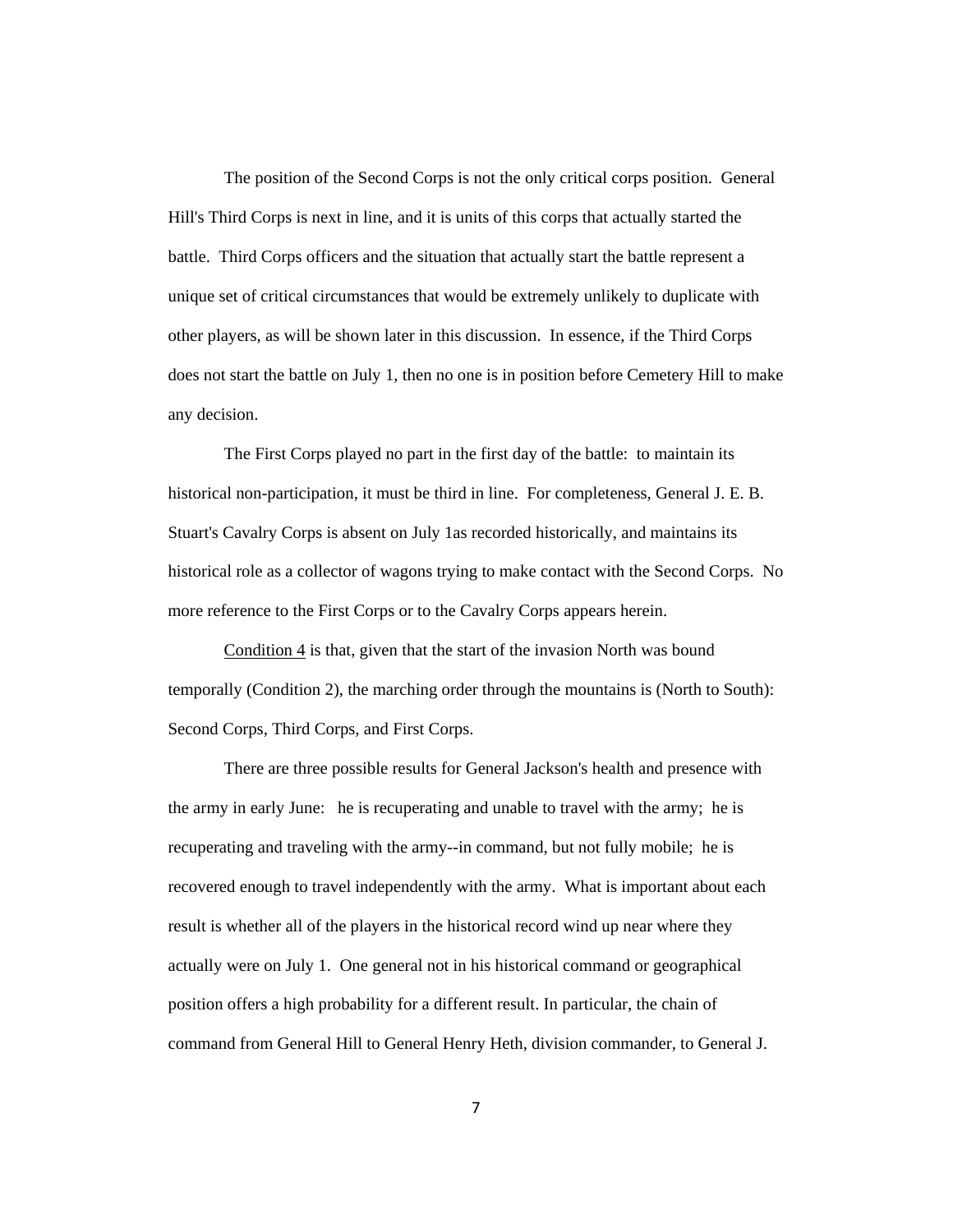The position of the Second Corps is not the only critical corps position. General Hill's Third Corps is next in line, and it is units of this corps that actually started the battle. Third Corps officers and the situation that actually start the battle represent a unique set of critical circumstances that would be extremely unlikely to duplicate with other players, as will be shown later in this discussion. In essence, if the Third Corps does not start the battle on July 1, then no one is in position before Cemetery Hill to make any decision.

The First Corps played no part in the first day of the battle: to maintain its historical non-participation, it must be third in line. For completeness, General J. E. B. Stuart's Cavalry Corps is absent on July 1as recorded historically, and maintains its historical role as a collector of wagons trying to make contact with the Second Corps. No more reference to the First Corps or to the Cavalry Corps appears herein.

<u>Condition 4</u> is that, given that the start of the invasion North was bound temporally (Condition 2), the marching order through the mountains is (North to South): Second Corps, Third Corps, and First Corps.

There are three possible results for General Jackson's health and presence with the army in early June: he is recuperating and unable to travel with the army; he is recuperating and traveling with the army--in command, but not fully mobile; he is recovered enough to travel independently with the army. What is important about each result is whether all of the players in the historical record wind up near where they actually were on July 1. One general not in his historical command or geographical position offers a high probability for a different result. In particular, the chain of command from General Hill to General Henry Heth, division commander, to General J.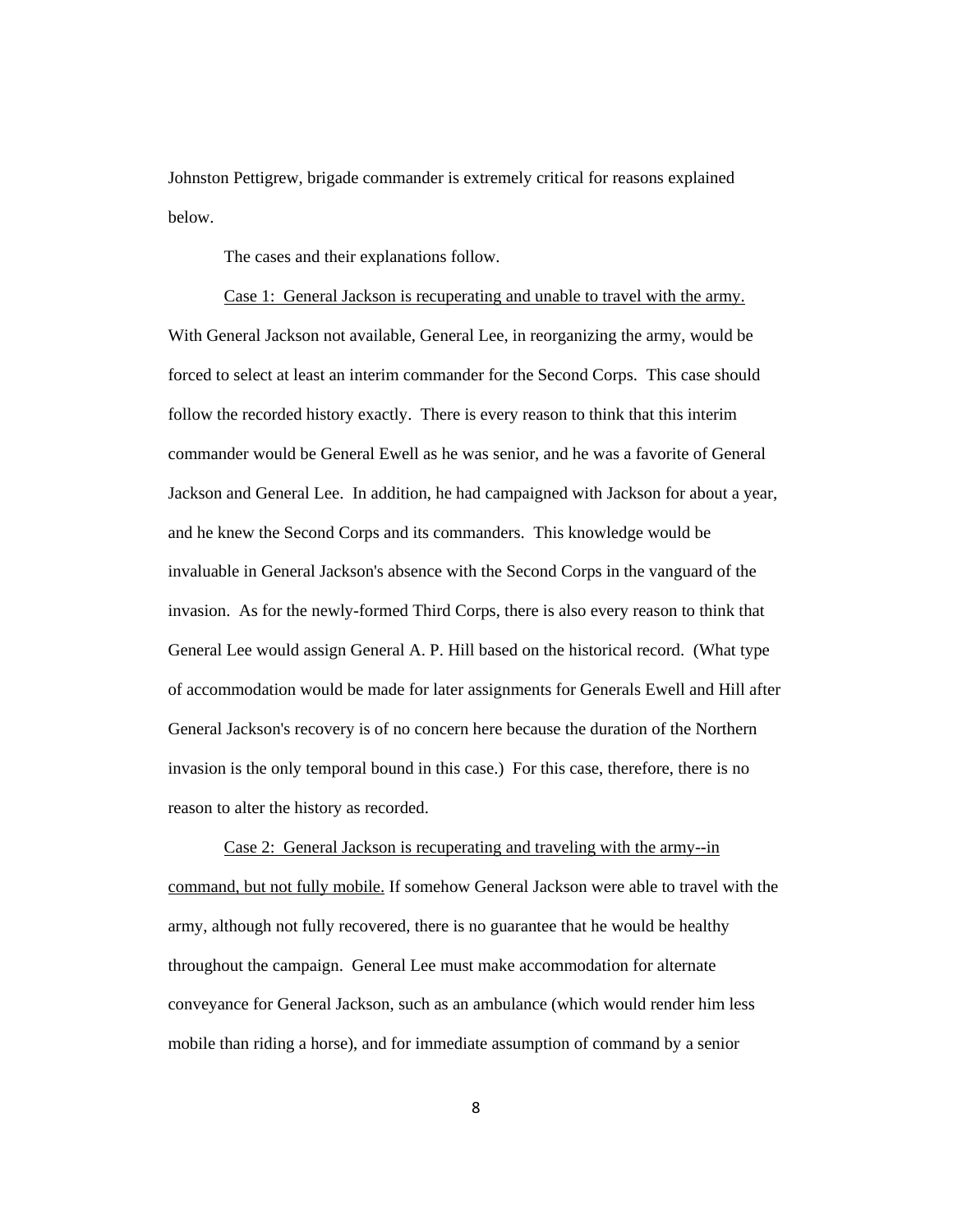Johnston Pettigrew, brigade commander is extremely critical for reasons explained below.

The cases and their explanations follow.

<u>Case 1: General Jackson is recuperating and unable to travel with the army.</u> With General Jackson not available, General Lee, in reorganizing the army, would be forced to select at least an interim commander for the Second Corps. This case should follow the recorded history exactly. There is every reason to think that this interim commander would be General Ewell as he was senior, and he was a favorite of General Jackson and General Lee. In addition, he had campaigned with Jackson for about a year, and he knew the Second Corps and its commanders. This knowledge would be invaluable in General Jackson's absence with the Second Corps in the vanguard of the invasion. As for the newly-formed Third Corps, there is also every reason to think that General Lee would assign General A. P. Hill based on the historical record. (What type of accommodation would be made for later assignments for Generals Ewell and Hill after General Jackson's recovery is of no concern here because the duration of the Northern invasion is the only temporal bound in this case.) For this case, therefore, there is no reason to alter the history as recorded.

<u>Case 2: General Jackson is recuperating and traveling with the army--in command, but not fully mobile.</u> If somehow General Jackson were able to travel with the army, although not fully recovered, there is no guarantee that he would be healthy throughout the campaign. General Lee must make accommodation for alternate conveyance for General Jackson, such as an ambulance (which would render him less mobile than riding a horse), and for immediate assumption of command by a senior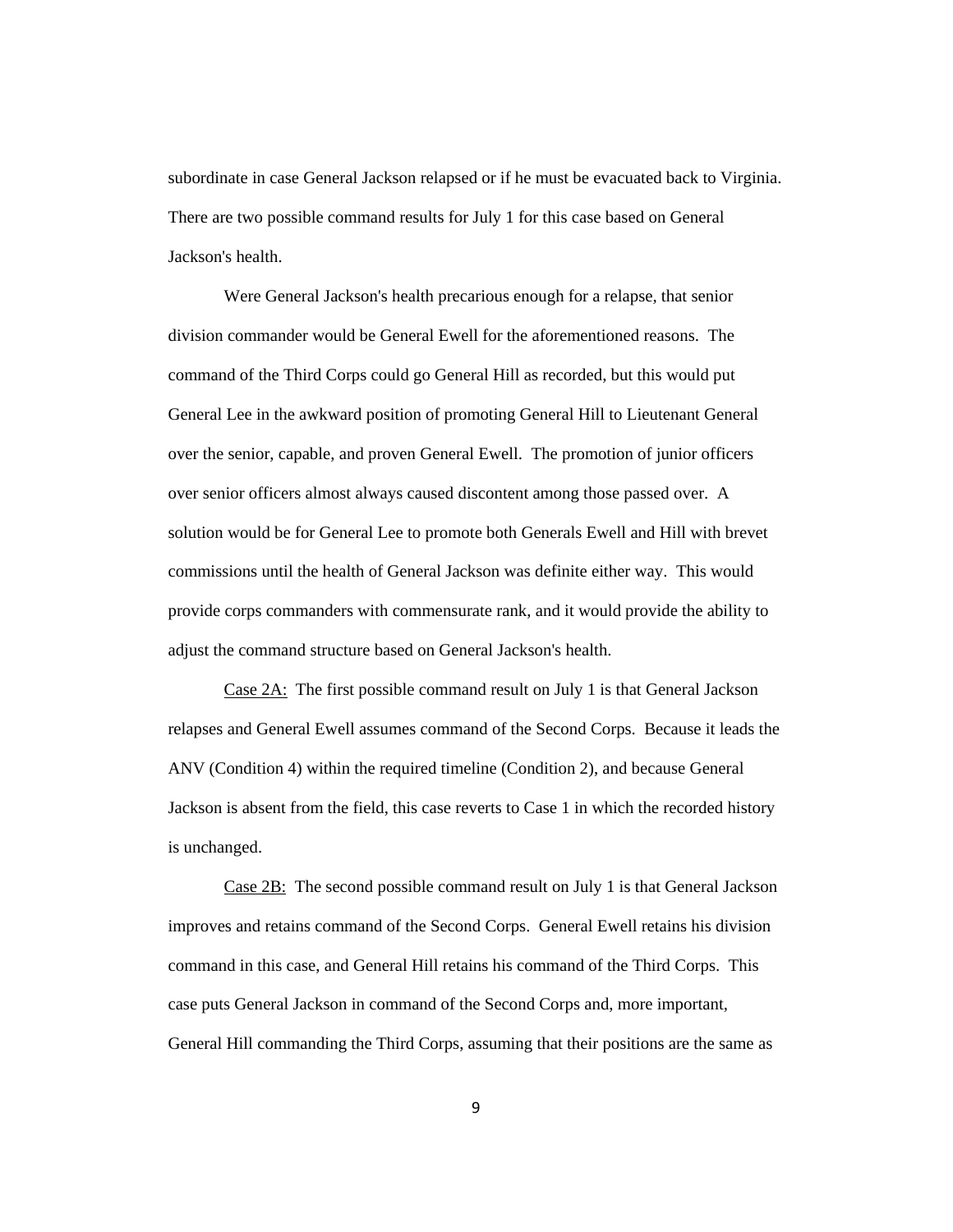subordinate in case General Jackson relapsed or if he must be evacuated back to Virginia. There are two possible command results for July 1 for this case based on General Jackson's health.

Were General Jackson's health precarious enough for a relapse, that senior division commander would be General Ewell for the aforementioned reasons. The command of the Third Corps could go General Hill as recorded, but this would put General Lee in the awkward position of promoting General Hill to Lieutenant General over the senior, capable, and proven General Ewell. The promotion of junior officers over senior officers almost always caused discontent among those passed over. A solution would be for General Lee to promote both Generals Ewell and Hill with brevet commissions until the health of General Jackson was definite either way. This would provide corps commanders with commensurate rank, and it would provide the ability to adjust the command structure based on General Jackson's health.

Case 2A: The first possible command result on July 1 is that General Jackson relapses and General Ewell assumes command of the Second Corps. Because it leads the ANV (Condition 4) within the required timeline (Condition 2), and because General Jackson is absent from the field, this case reverts to Case 1 in which the recorded history is unchanged.

Case 2B: The second possible command result on July 1 is that General Jackson improves and retains command of the Second Corps. General Ewell retains his division command in this case, and General Hill retains his command of the Third Corps. This case puts General Jackson in command of the Second Corps and, more important, General Hill commanding the Third Corps, assuming that their positions are the same as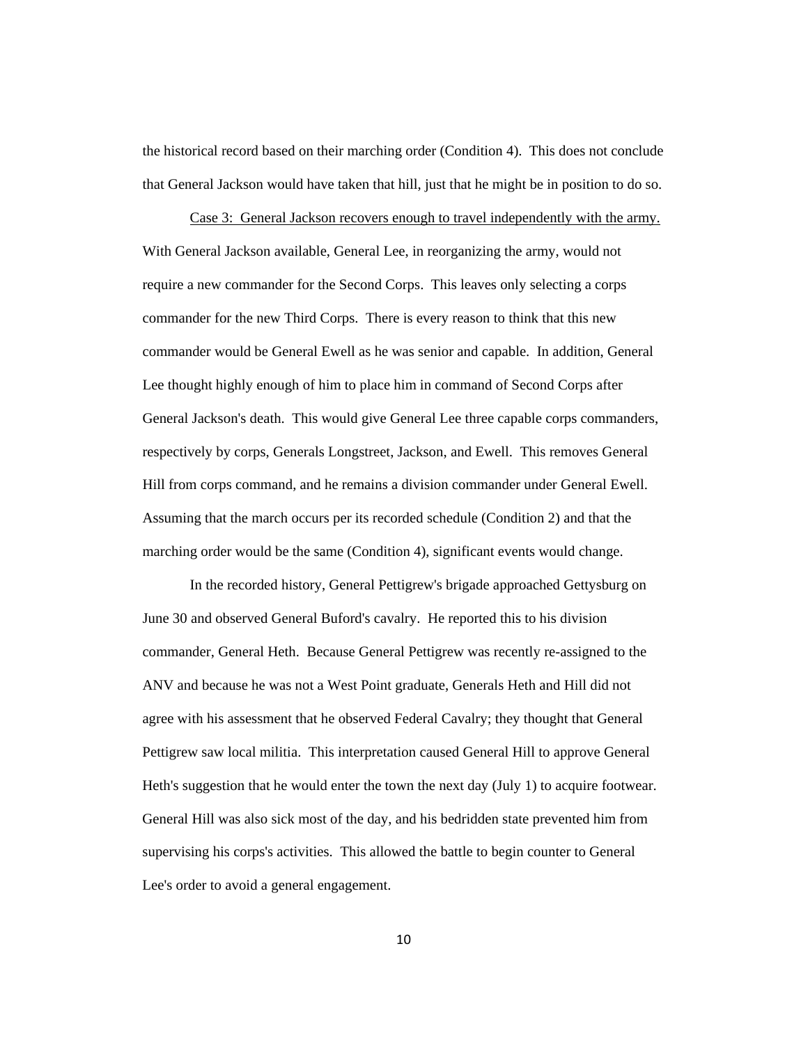the historical record based on their marching order (Condition 4). This does not conclude that General Jackson would have taken that hill, just that he might be in position to do so.

Case 3: General Jackson recovers enough to travel independently with the army. With General Jackson available, General Lee, in reorganizing the army, would not require a new commander for the Second Corps. This leaves only selecting a corps commander for the new Third Corps. There is every reason to think that this new commander would be General Ewell as he was senior and capable. In addition, General Lee thought highly enough of him to place him in command of Second Corps after General Jackson's death. This would give General Lee three capable corps commanders, respectively by corps, Generals Longstreet, Jackson, and Ewell. This removes General Hill from corps command, and he remains a division commander under General Ewell. Assuming that the march occurs per its recorded schedule (Condition 2) and that the marching order would be the same (Condition 4), significant events would change.

In the recorded history, General Pettigrew's brigade approached Gettysburg on June 30 and observed General Buford's cavalry. He reported this to his division commander, General Heth. Because General Pettigrew was recently re-assigned to the ANV and because he was not a West Point graduate, Generals Heth and Hill did not agree with his assessment that he observed Federal Cavalry; they thought that General Pettigrew saw local militia. This interpretation caused General Hill to approve General Heth's suggestion that he would enter the town the next day (July 1) to acquire footwear. General Hill was also sick most of the day, and his bedridden state prevented him from supervising his corps's activities. This allowed the battle to begin counter to General Lee's order to avoid a general engagement.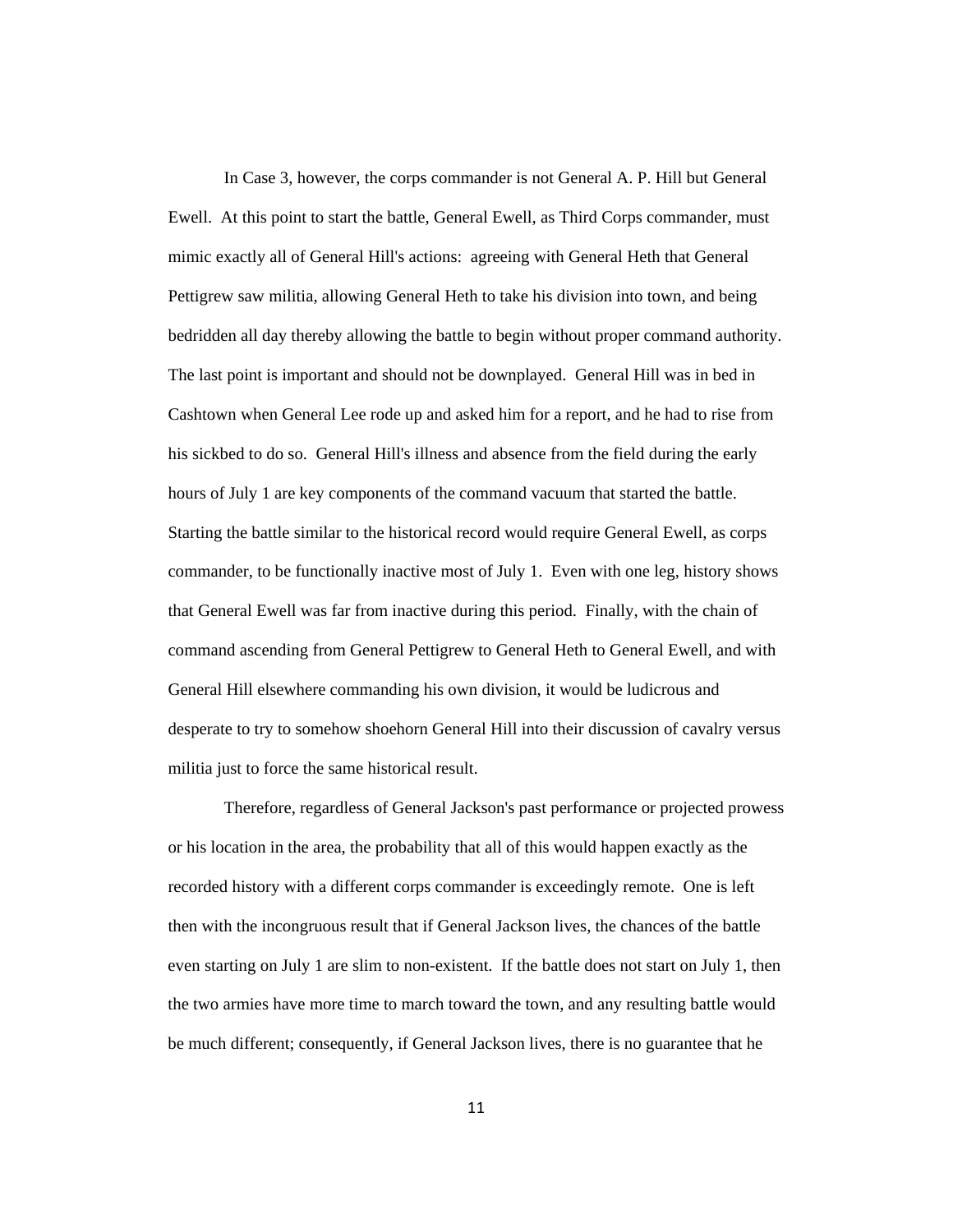In Case 3, however, the corps commander is not General A. P. Hill but General Ewell. At this point to start the battle, General Ewell, as Third Corps commander, must mimic exactly all of General Hill's actions: agreeing with General Heth that General Pettigrew saw militia, allowing General Heth to take his division into town, and being bedridden all day thereby allowing the battle to begin without proper command authority. The last point is important and should not be downplayed. General Hill was in bed in Cashtown when General Lee rode up and asked him for a report, and he had to rise from his sickbed to do so. General Hill's illness and absence from the field during the early hours of July 1 are key components of the command vacuum that started the battle. Starting the battle similar to the historical record would require General Ewell, as corps commander, to be functionally inactive most of July 1. Even with one leg, history shows that General Ewell was far from inactive during this period. Finally, with the chain of command ascending from General Pettigrew to General Heth to General Ewell, and with General Hill elsewhere commanding his own division, it would be ludicrous and desperate to try to somehow shoehorn General Hill into their discussion of cavalry versus militia just to force the same historical result.

Therefore, regardless of General Jackson's past performance or projected prowess or his location in the area, the probability that all of this would happen exactly as the recorded history with a different corps commander is exceedingly remote. One is left then with the incongruous result that if General Jackson lives, the chances of the battle even starting on July 1 are slim to non-existent. If the battle does not start on July 1, then the two armies have more time to march toward the town, and any resulting battle would be much different; consequently, if General Jackson lives, there is no guarantee that he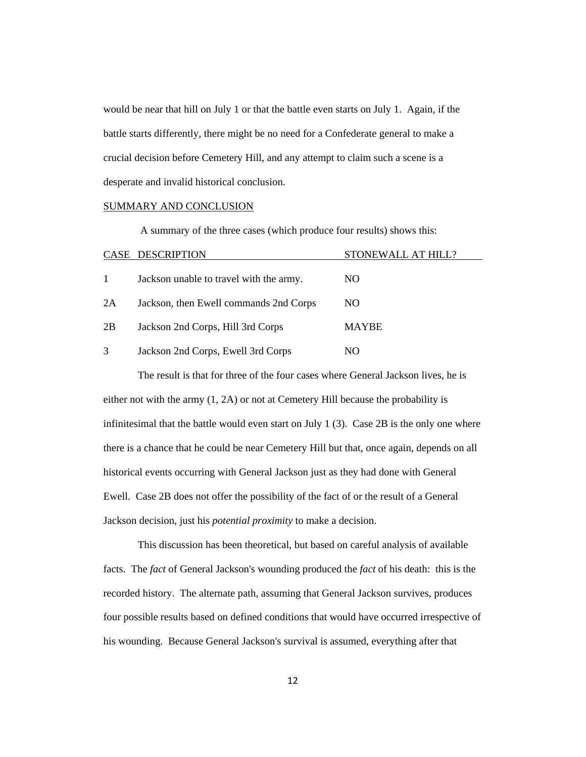would be near that hill on July 1 or that the battle even starts on July 1. Again, if the battle starts differently, there might be no need for a Confederate general to make a crucial decision before Cemetery Hill, and any attempt to claim such a scene is a desperate and invalid historical conclusion.

## SUMMARY AND CONCLUSION

A summary of the three cases (which produce four results) shows this:

| CASE | DESCRIPTION | STONEWALL AT HILL? |
|---|---|---|
| 1 | Jackson unable to travel with the army. | NO |
| 2A | Jackson, then Ewell commands 2nd Corps | NO |
| 2B | Jackson 2nd Corps, Hill 3rd Corps | MAYBE |
| 3 | Jackson 2nd Corps, Ewell 3rd Corps | NO |

The result is that for three of the four cases where General Jackson lives, he is either not with the army (1, 2A) or not at Cemetery Hill because the probability is infinitesimal that the battle would even start on July 1 (3). Case 2B is the only one where there is a chance that he could be near Cemetery Hill but that, once again, depends on all historical events occurring with General Jackson just as they had done with General Ewell. Case 2B does not offer the possibility of the fact of or the result of a General Jackson decision, just his *potential proximity* to make a decision.

This discussion has been theoretical, but based on careful analysis of available facts. The *fact* of General Jackson's wounding produced the *fact* of his death: this is the recorded history. The alternate path, assuming that General Jackson survives, produces four possible results based on defined conditions that would have occurred irrespective of his wounding. Because General Jackson's survival is assumed, everything after that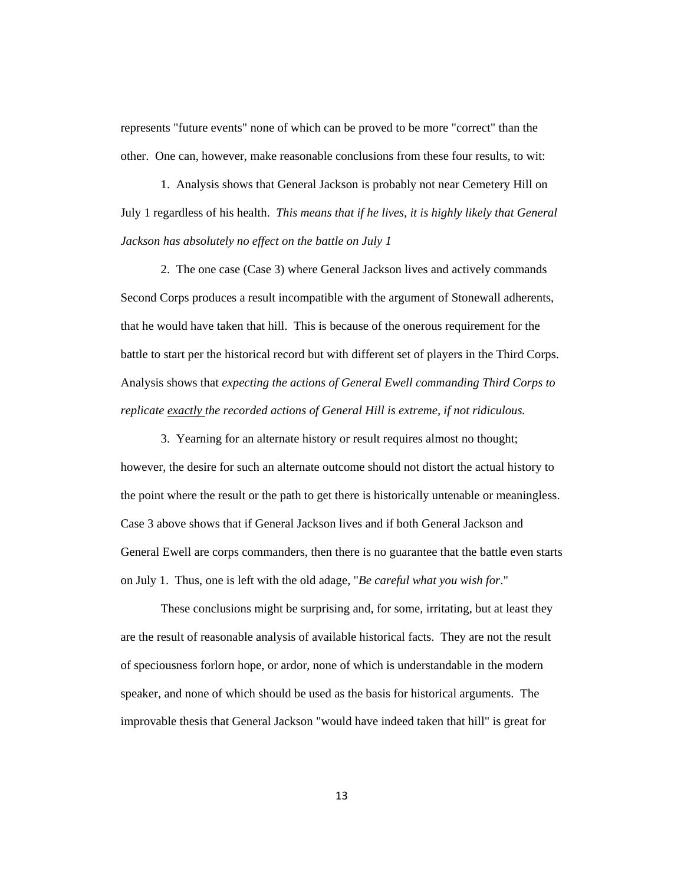represents "future events" none of which can be proved to be more "correct" than the other. One can, however, make reasonable conclusions from these four results, to wit:

1. Analysis shows that General Jackson is probably not near Cemetery Hill on July 1 regardless of his health. *This means that if he lives, it is highly likely that General Jackson has absolutely no effect on the battle on July 1*

2. The one case (Case 3) where General Jackson lives and actively commands Second Corps produces a result incompatible with the argument of Stonewall adherents, that he would have taken that hill. This is because of the onerous requirement for the battle to start per the historical record but with different set of players in the Third Corps. Analysis shows that *expecting the actions of General Ewell commanding Third Corps to replicate <u>exactly</u> the recorded actions of General Hill is extreme, if not ridiculous.*

3. Yearning for an alternate history or result requires almost no thought; however, the desire for such an alternate outcome should not distort the actual history to the point where the result or the path to get there is historically untenable or meaningless. Case 3 above shows that if General Jackson lives and if both General Jackson and General Ewell are corps commanders, then there is no guarantee that the battle even starts on July 1. Thus, one is left with the old adage, "*Be careful what you wish for*."

These conclusions might be surprising and, for some, irritating, but at least they are the result of reasonable analysis of available historical facts. They are not the result of speciousness forlorn hope, or ardor, none of which is understandable in the modern speaker, and none of which should be used as the basis for historical arguments. The improvable thesis that General Jackson "would have indeed taken that hill" is great for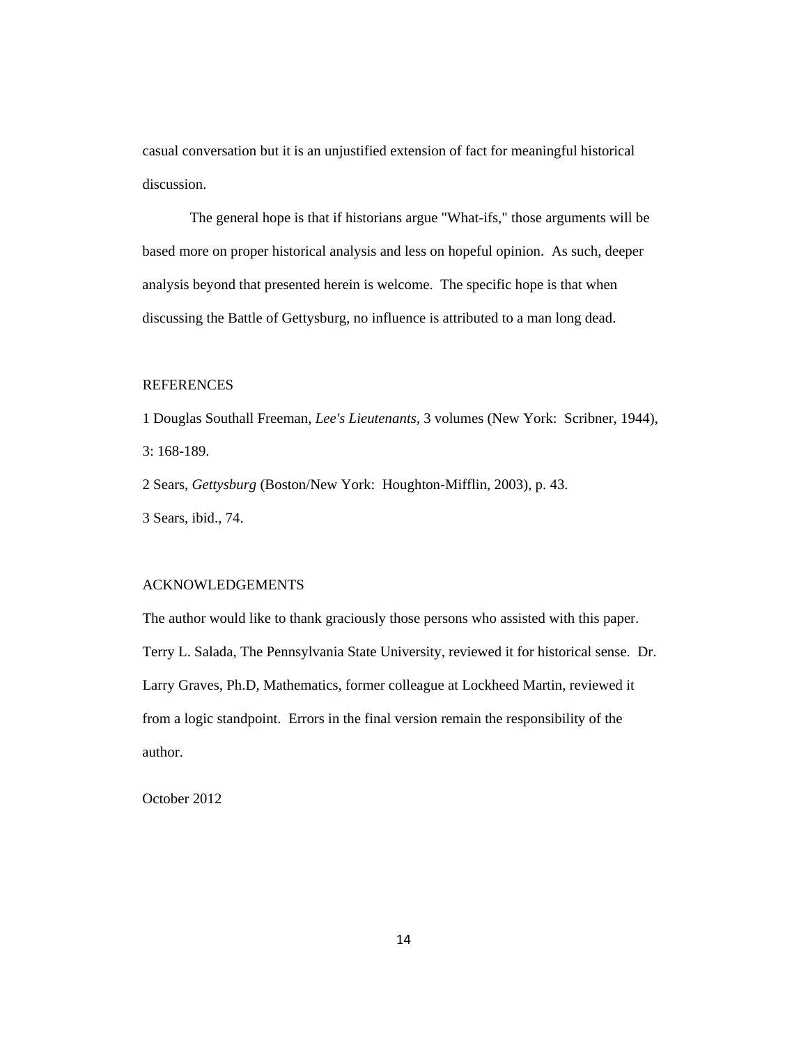casual conversation but it is an unjustified extension of fact for meaningful historical discussion.

The general hope is that if historians argue "What-ifs," those arguments will be based more on proper historical analysis and less on hopeful opinion. As such, deeper analysis beyond that presented herein is welcome. The specific hope is that when discussing the Battle of Gettysburg, no influence is attributed to a man long dead.

## REFERENCES

1 Douglas Southall Freeman, *Lee's Lieutenants*, 3 volumes (New York: Scribner, 1944), 3: 168-189.

2 Sears, *Gettysburg* (Boston/New York: Houghton-Mifflin, 2003), p. 43.

3 Sears, ibid., 74.

## ACKNOWLEDGEMENTS

The author would like to thank graciously those persons who assisted with this paper. Terry L. Salada, The Pennsylvania State University, reviewed it for historical sense. Dr. Larry Graves, Ph.D, Mathematics, former colleague at Lockheed Martin, reviewed it from a logic standpoint. Errors in the final version remain the responsibility of the author.

October 2012